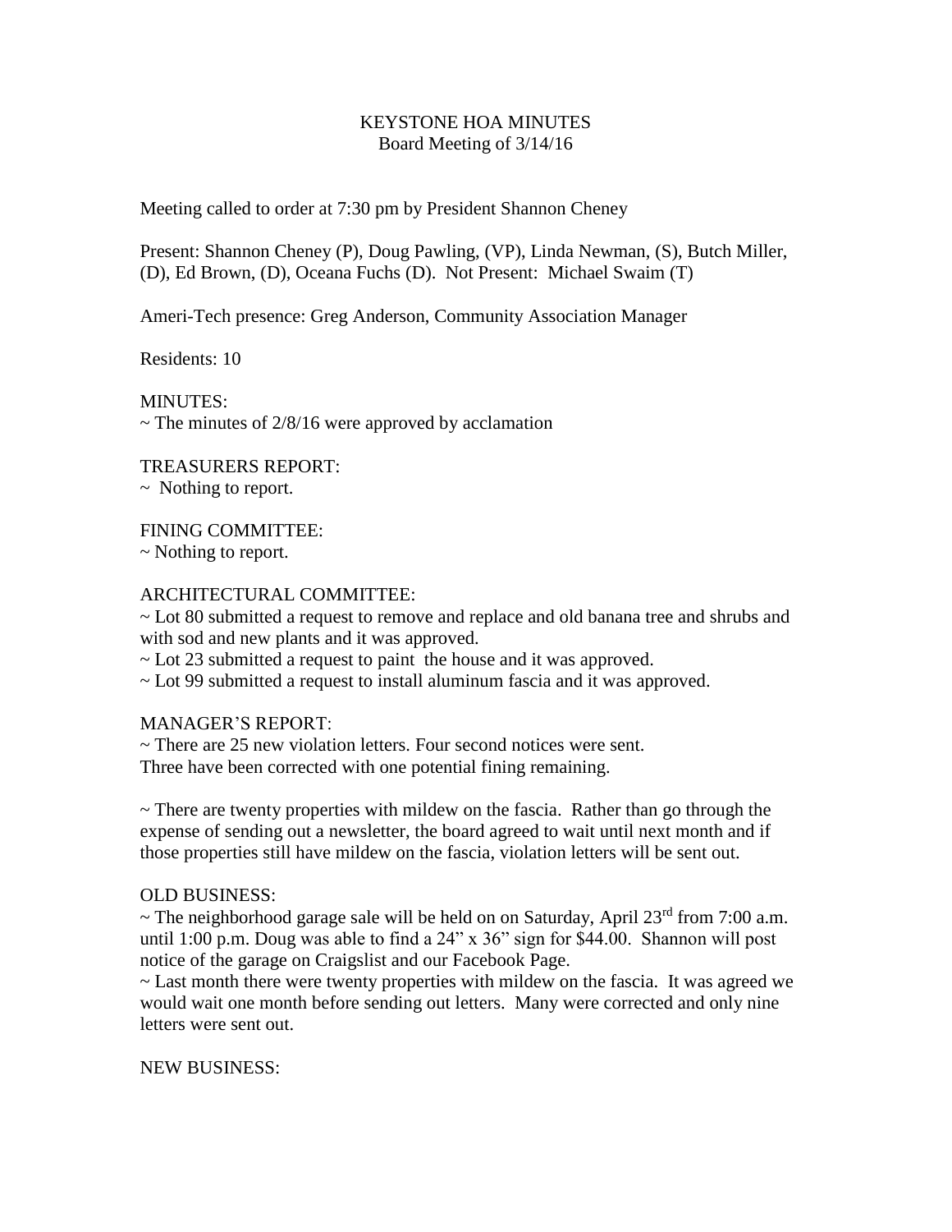# KEYSTONE HOA MINUTES
## Board Meeting of 3/14/16

Meeting called to order at 7:30 pm by President Shannon Cheney

Present: Shannon Cheney (P), Doug Pawling, (VP), Linda Newman, (S), Butch Miller, (D), Ed Brown, (D), Oceana Fuchs (D). Not Present: Michael Swaim (T)

Ameri-Tech presence: Greg Anderson, Community Association Manager

Residents: 10

MINUTES:
~ The minutes of 2/8/16 were approved by acclamation

TREASURERS REPORT:
~ Nothing to report.

FINING COMMITTEE:
~ Nothing to report.

ARCHITECTURAL COMMITTEE:
~ Lot 80 submitted a request to remove and replace and old banana tree and shrubs and with sod and new plants and it was approved.
~ Lot 23 submitted a request to paint the house and it was approved.
~ Lot 99 submitted a request to install aluminum fascia and it was approved.

MANAGER'S REPORT:
~ There are 25 new violation letters. Four second notices were sent. Three have been corrected with one potential fining remaining.

~ There are twenty properties with mildew on the fascia. Rather than go through the expense of sending out a newsletter, the board agreed to wait until next month and if those properties still have mildew on the fascia, violation letters will be sent out.

OLD BUSINESS:
~ The neighborhood garage sale will be held on on Saturday, April 23rd from 7:00 a.m. until 1:00 p.m. Doug was able to find a 24" x 36" sign for $44.00. Shannon will post notice of the garage on Craigslist and our Facebook Page.
~ Last month there were twenty properties with mildew on the fascia. It was agreed we would wait one month before sending out letters. Many were corrected and only nine letters were sent out.

NEW BUSINESS: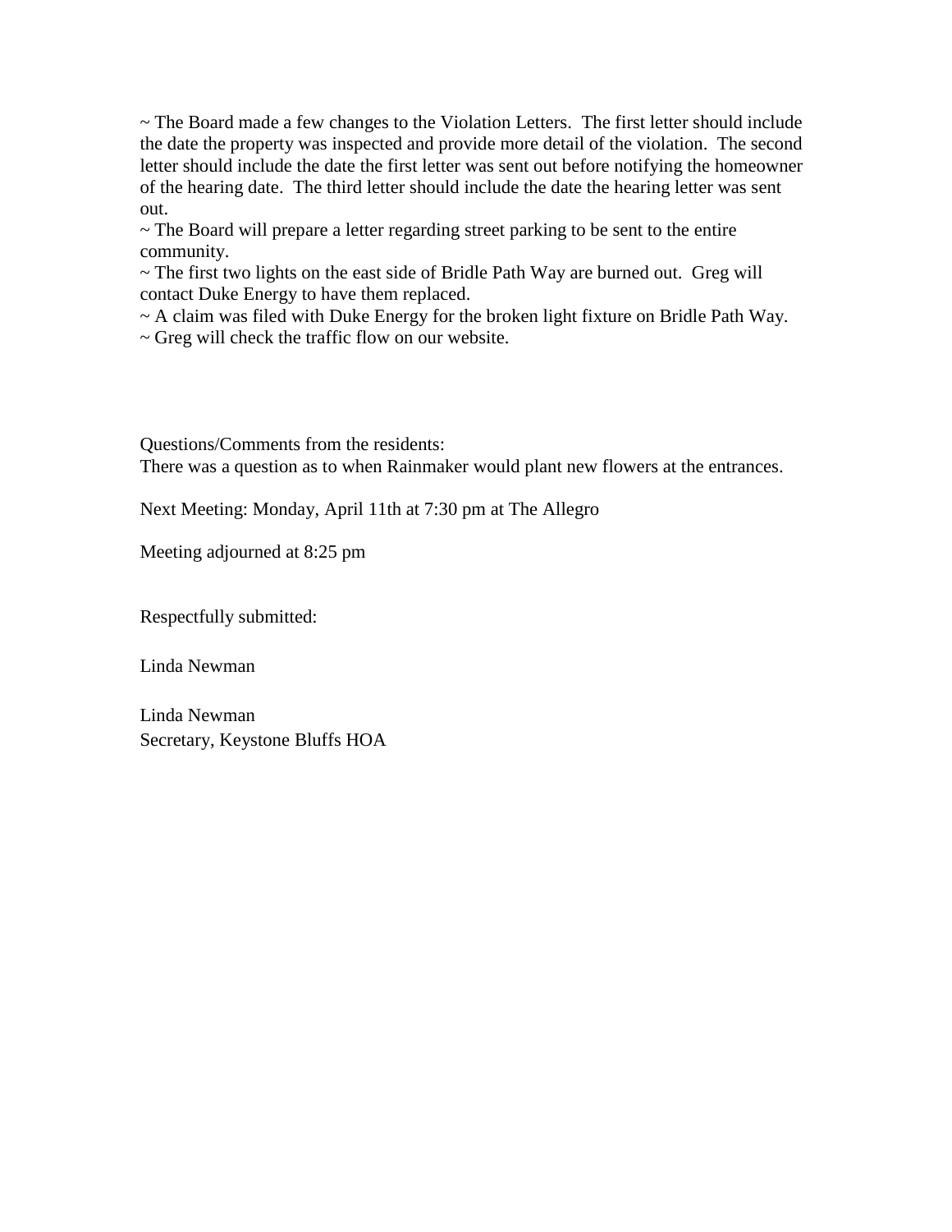~ The Board made a few changes to the Violation Letters. The first letter should include the date the property was inspected and provide more detail of the violation. The second letter should include the date the first letter was sent out before notifying the homeowner of the hearing date. The third letter should include the date the hearing letter was sent out.
~ The Board will prepare a letter regarding street parking to be sent to the entire community.
~ The first two lights on the east side of Bridle Path Way are burned out. Greg will contact Duke Energy to have them replaced.
~ A claim was filed with Duke Energy for the broken light fixture on Bridle Path Way.
~ Greg will check the traffic flow on our website.

Questions/Comments from the residents:
There was a question as to when Rainmaker would plant new flowers at the entrances.

Next Meeting: Monday, April 11th at 7:30 pm at The Allegro

Meeting adjourned at 8:25 pm

Respectfully submitted:

Linda Newman

Linda Newman
Secretary, Keystone Bluffs HOA